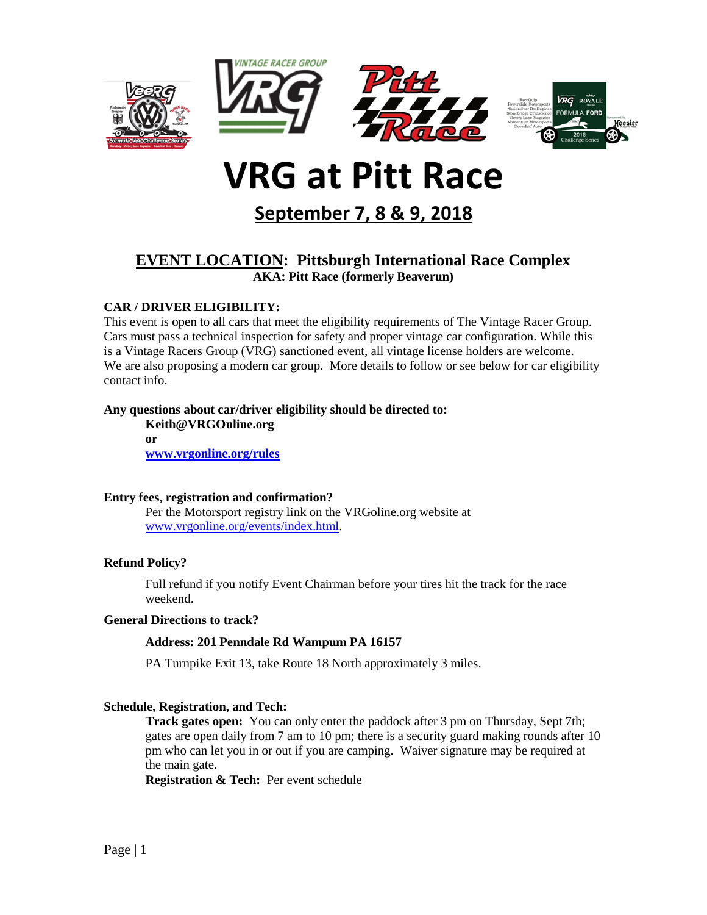# VRG at Pitt Race

## September 7, 8 & 9, 2018

### EVENT LOCATION: Pittsburgh International Race Complex

**AKA: Pitt Race (formerly Beaverun)**

**CAR / DRIVER ELIGIBILITY:**

This event is open to all cars that meet the eligibility requirements of The Vintage Racer Group. Cars must pass a technical inspection for safety and proper vintage car configuration. While this is a Vintage Racers Group (VRG) sanctioned event, all vintage license holders are welcome. We are also proposing a modern car group. More details to follow or see below for car eligibility contact info.

**Any questions about car/driver eligibility should be directed to:**

**Keith@VRGOnline.org**
**or**
**www.vrgonline.org/rules**

**Entry fees, registration and confirmation?**

Per the Motorsport registry link on the VRGoline.org website at www.vrgonline.org/events/index.html.

**Refund Policy?**

Full refund if you notify Event Chairman before your tires hit the track for the race weekend.

**General Directions to track?**

**Address: 201 Penndale Rd Wampum PA 16157**

PA Turnpike Exit 13, take Route 18 North approximately 3 miles.

**Schedule, Registration, and Tech:**

**Track gates open:** You can only enter the paddock after 3 pm on Thursday, Sept 7th; gates are open daily from 7 am to 10 pm; there is a security guard making rounds after 10 pm who can let you in or out if you are camping. Waiver signature may be required at the main gate.

**Registration & Tech:** Per event schedule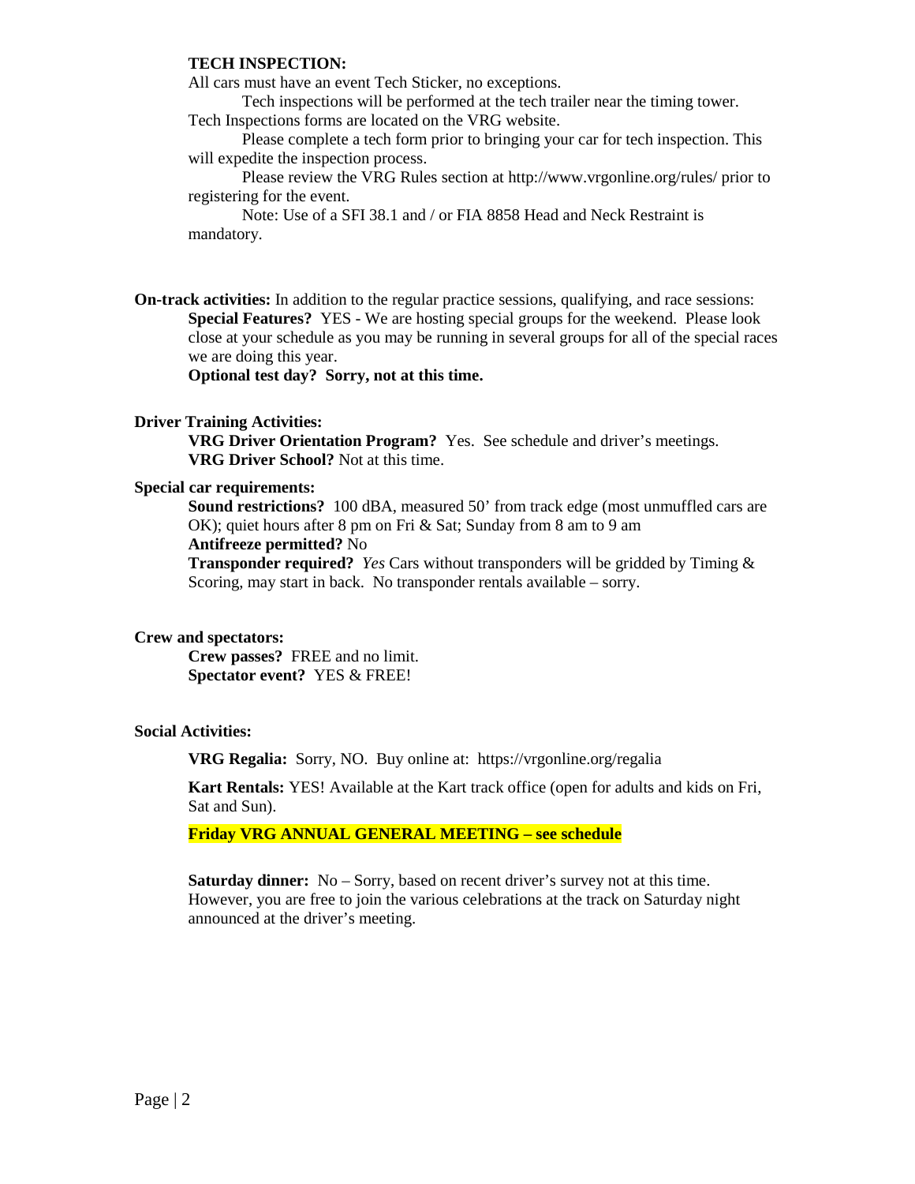**TECH INSPECTION:**

All cars must have an event Tech Sticker, no exceptions.

Tech inspections will be performed at the tech trailer near the timing tower. Tech Inspections forms are located on the VRG website.

Please complete a tech form prior to bringing your car for tech inspection. This will expedite the inspection process.

Please review the VRG Rules section at http://www.vrgonline.org/rules/ prior to registering for the event.

Note: Use of a SFI 38.1 and / or FIA 8858 Head and Neck Restraint is mandatory.

**On-track activities:** In addition to the regular practice sessions, qualifying, and race sessions:

**Special Features?** YES - We are hosting special groups for the weekend. Please look close at your schedule as you may be running in several groups for all of the special races we are doing this year.

**Optional test day? Sorry, not at this time.**

**Driver Training Activities:**

**VRG Driver Orientation Program?** Yes. See schedule and driver's meetings.

**VRG Driver School?** Not at this time.

**Special car requirements:**

**Sound restrictions?** 100 dBA, measured 50' from track edge (most unmuffled cars are OK); quiet hours after 8 pm on Fri & Sat; Sunday from 8 am to 9 am

**Antifreeze permitted?** No

**Transponder required?** *Yes* Cars without transponders will be gridded by Timing & Scoring, may start in back. No transponder rentals available – sorry.

**Crew and spectators:**

**Crew passes?** FREE and no limit.

**Spectator event?** YES & FREE!

**Social Activities:**

**VRG Regalia:** Sorry, NO. Buy online at: https://vrgonline.org/regalia

**Kart Rentals:** YES! Available at the Kart track office (open for adults and kids on Fri, Sat and Sun).

**Friday VRG ANNUAL GENERAL MEETING – see schedule**

**Saturday dinner:** No – Sorry, based on recent driver's survey not at this time. However, you are free to join the various celebrations at the track on Saturday night announced at the driver's meeting.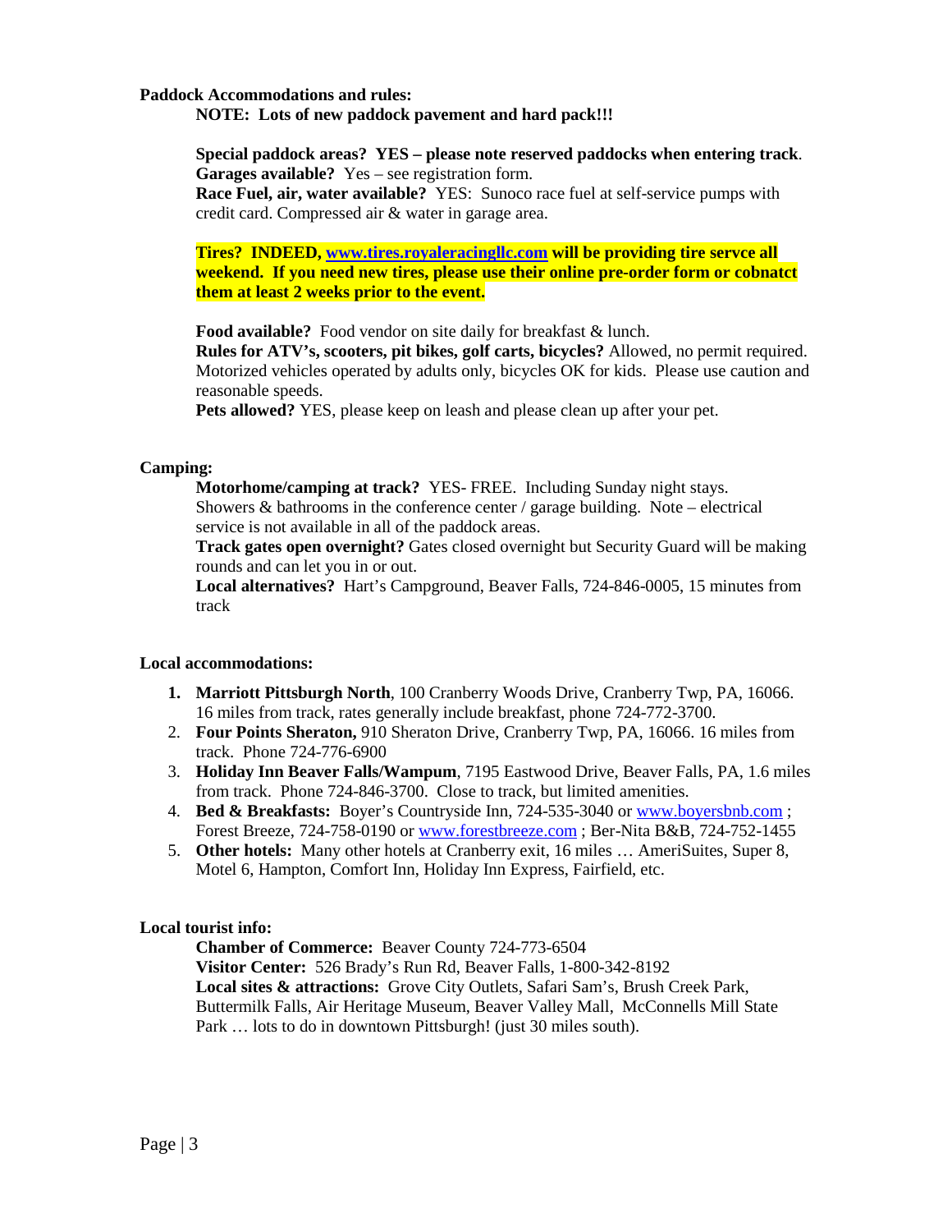**Paddock Accommodations and rules:**

**NOTE: Lots of new paddock pavement and hard pack!!!**

**Special paddock areas? YES – please note reserved paddocks when entering track**.
**Garages available?** Yes – see registration form.
**Race Fuel, air, water available?** YES: Sunoco race fuel at self-service pumps with credit card. Compressed air & water in garage area.

**Tires? INDEED, [www.tires.royaleracingllc.com](http://www.tires.royaleracingllc.com) will be providing tire servce all weekend. If you need new tires, please use their online pre-order form or cobnatct them at least 2 weeks prior to the event.**

**Food available?** Food vendor on site daily for breakfast & lunch.
**Rules for ATV's, scooters, pit bikes, golf carts, bicycles?** Allowed, no permit required. Motorized vehicles operated by adults only, bicycles OK for kids. Please use caution and reasonable speeds.
**Pets allowed?** YES, please keep on leash and please clean up after your pet.

**Camping:**

**Motorhome/camping at track?** YES- FREE. Including Sunday night stays. Showers & bathrooms in the conference center / garage building. Note – electrical service is not available in all of the paddock areas.
**Track gates open overnight?** Gates closed overnight but Security Guard will be making rounds and can let you in or out.
**Local alternatives?** Hart's Campground, Beaver Falls, 724-846-0005, 15 minutes from track

**Local accommodations:**

1. **Marriott Pittsburgh North**, 100 Cranberry Woods Drive, Cranberry Twp, PA, 16066. 16 miles from track, rates generally include breakfast, phone 724-772-3700.
2. **Four Points Sheraton,** 910 Sheraton Drive, Cranberry Twp, PA, 16066. 16 miles from track. Phone 724-776-6900
3. **Holiday Inn Beaver Falls/Wampum**, 7195 Eastwood Drive, Beaver Falls, PA, 1.6 miles from track. Phone 724-846-3700. Close to track, but limited amenities.
4. **Bed & Breakfasts:** Boyer's Countryside Inn, 724-535-3040 or [www.boyersbnb.com](http://www.boyersbnb.com) ; Forest Breeze, 724-758-0190 or [www.forestbreeze.com](http://www.forestbreeze.com) ; Ber-Nita B&B, 724-752-1455
5. **Other hotels:** Many other hotels at Cranberry exit, 16 miles … AmeriSuites, Super 8, Motel 6, Hampton, Comfort Inn, Holiday Inn Express, Fairfield, etc.

**Local tourist info:**

**Chamber of Commerce:** Beaver County 724-773-6504
**Visitor Center:** 526 Brady's Run Rd, Beaver Falls, 1-800-342-8192
**Local sites & attractions:** Grove City Outlets, Safari Sam's, Brush Creek Park, Buttermilk Falls, Air Heritage Museum, Beaver Valley Mall, McConnells Mill State Park … lots to do in downtown Pittsburgh! (just 30 miles south).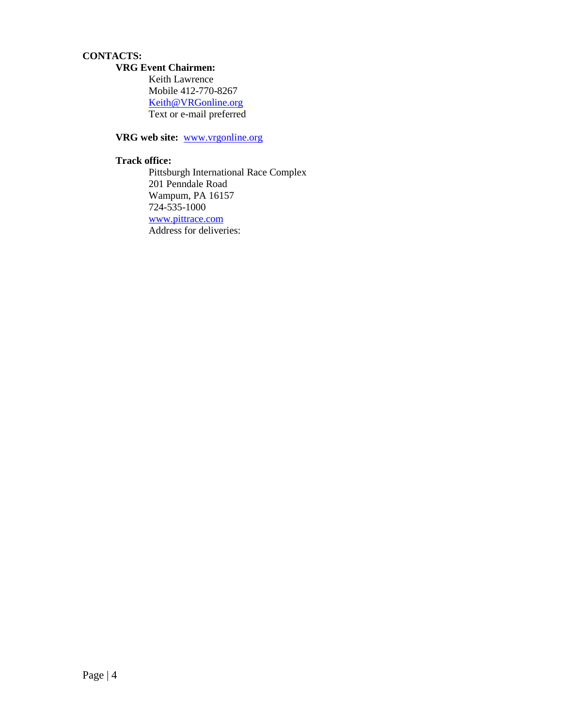**CONTACTS:**

**VRG Event Chairmen:**

Keith Lawrence
Mobile 412-770-8267
Keith@VRGonline.org
Text or e-mail preferred

**VRG web site:** www.vrgonline.org

**Track office:**

Pittsburgh International Race Complex
201 Penndale Road
Wampum, PA 16157
724-535-1000
www.pittrace.com
Address for deliveries: